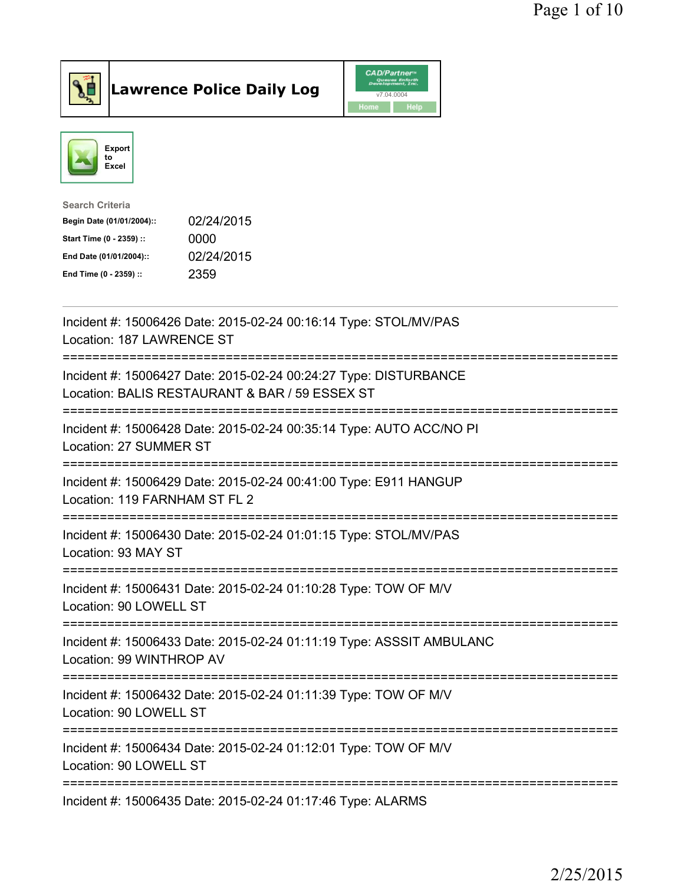# Lawrence Police Daily Log

Export to Excel

**Search Criteria**

| | |
|---|---|
| **Begin Date (01/01/2004)::** | 02/24/2015 |
| **Start Time (0 - 2359) ::** | 0000 |
| **End Date (01/01/2004)::** | 02/24/2015 |
| **End Time (0 - 2359) ::** | 2359 |

Incident #: 15006426 Date: 2015-02-24 00:16:14 Type: STOL/MV/PAS
Location: 187 LAWRENCE ST

===========================================================================

Incident #: 15006427 Date: 2015-02-24 00:24:27 Type: DISTURBANCE
Location: BALIS RESTAURANT & BAR / 59 ESSEX ST

===========================================================================

Incident #: 15006428 Date: 2015-02-24 00:35:14 Type: AUTO ACC/NO PI
Location: 27 SUMMER ST

===========================================================================

Incident #: 15006429 Date: 2015-02-24 00:41:00 Type: E911 HANGUP
Location: 119 FARNHAM ST FL 2

===========================================================================

Incident #: 15006430 Date: 2015-02-24 01:01:15 Type: STOL/MV/PAS
Location: 93 MAY ST

===========================================================================

Incident #: 15006431 Date: 2015-02-24 01:10:28 Type: TOW OF M/V
Location: 90 LOWELL ST

===========================================================================

Incident #: 15006433 Date: 2015-02-24 01:11:19 Type: ASSSIT AMBULANC
Location: 99 WINTHROP AV

===========================================================================

Incident #: 15006432 Date: 2015-02-24 01:11:39 Type: TOW OF M/V
Location: 90 LOWELL ST

===========================================================================

Incident #: 15006434 Date: 2015-02-24 01:12:01 Type: TOW OF M/V
Location: 90 LOWELL ST

===========================================================================

Incident #: 15006435 Date: 2015-02-24 01:17:46 Type: ALARMS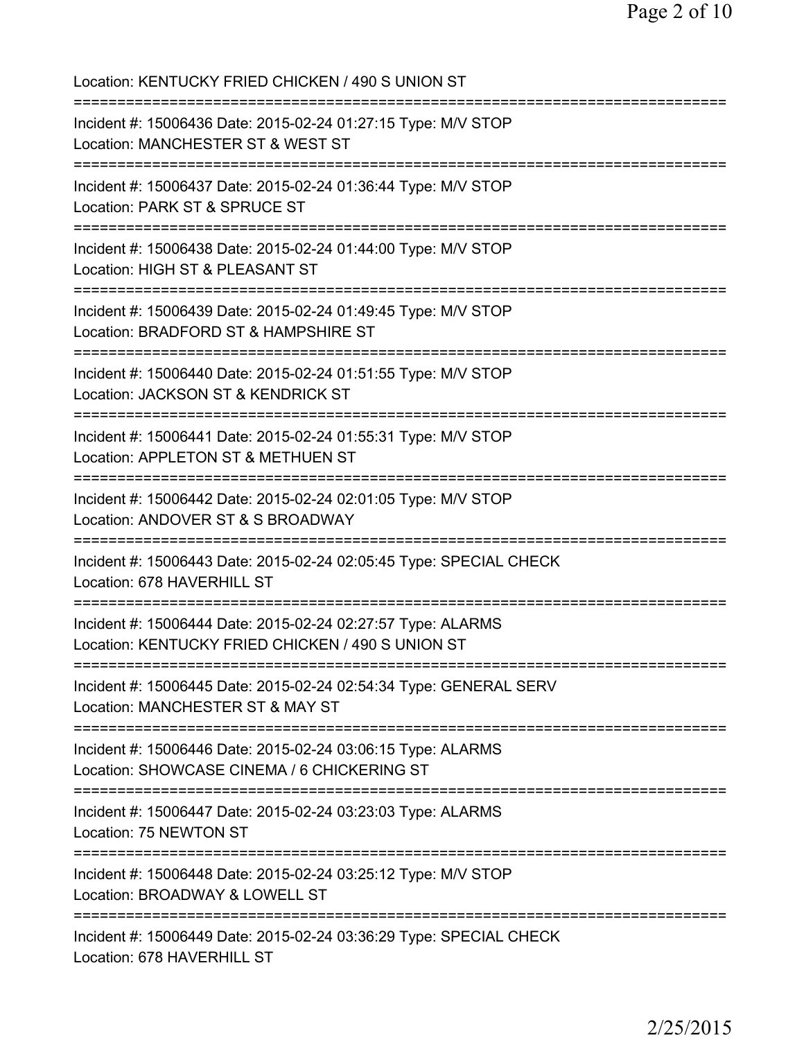Location: KENTUCKY FRIED CHICKEN / 490 S UNION ST

===========================================================================

Incident #: 15006436 Date: 2015-02-24 01:27:15 Type: M/V STOP
Location: MANCHESTER ST & WEST ST

===========================================================================

Incident #: 15006437 Date: 2015-02-24 01:36:44 Type: M/V STOP
Location: PARK ST & SPRUCE ST

===========================================================================

Incident #: 15006438 Date: 2015-02-24 01:44:00 Type: M/V STOP
Location: HIGH ST & PLEASANT ST

===========================================================================

Incident #: 15006439 Date: 2015-02-24 01:49:45 Type: M/V STOP
Location: BRADFORD ST & HAMPSHIRE ST

===========================================================================

Incident #: 15006440 Date: 2015-02-24 01:51:55 Type: M/V STOP
Location: JACKSON ST & KENDRICK ST

===========================================================================

Incident #: 15006441 Date: 2015-02-24 01:55:31 Type: M/V STOP
Location: APPLETON ST & METHUEN ST

===========================================================================

Incident #: 15006442 Date: 2015-02-24 02:01:05 Type: M/V STOP
Location: ANDOVER ST & S BROADWAY

===========================================================================

Incident #: 15006443 Date: 2015-02-24 02:05:45 Type: SPECIAL CHECK
Location: 678 HAVERHILL ST

===========================================================================

Incident #: 15006444 Date: 2015-02-24 02:27:57 Type: ALARMS
Location: KENTUCKY FRIED CHICKEN / 490 S UNION ST

===========================================================================

Incident #: 15006445 Date: 2015-02-24 02:54:34 Type: GENERAL SERV
Location: MANCHESTER ST & MAY ST

===========================================================================

Incident #: 15006446 Date: 2015-02-24 03:06:15 Type: ALARMS
Location: SHOWCASE CINEMA / 6 CHICKERING ST

===========================================================================

Incident #: 15006447 Date: 2015-02-24 03:23:03 Type: ALARMS
Location: 75 NEWTON ST

===========================================================================

Incident #: 15006448 Date: 2015-02-24 03:25:12 Type: M/V STOP
Location: BROADWAY & LOWELL ST

===========================================================================

Incident #: 15006449 Date: 2015-02-24 03:36:29 Type: SPECIAL CHECK
Location: 678 HAVERHILL ST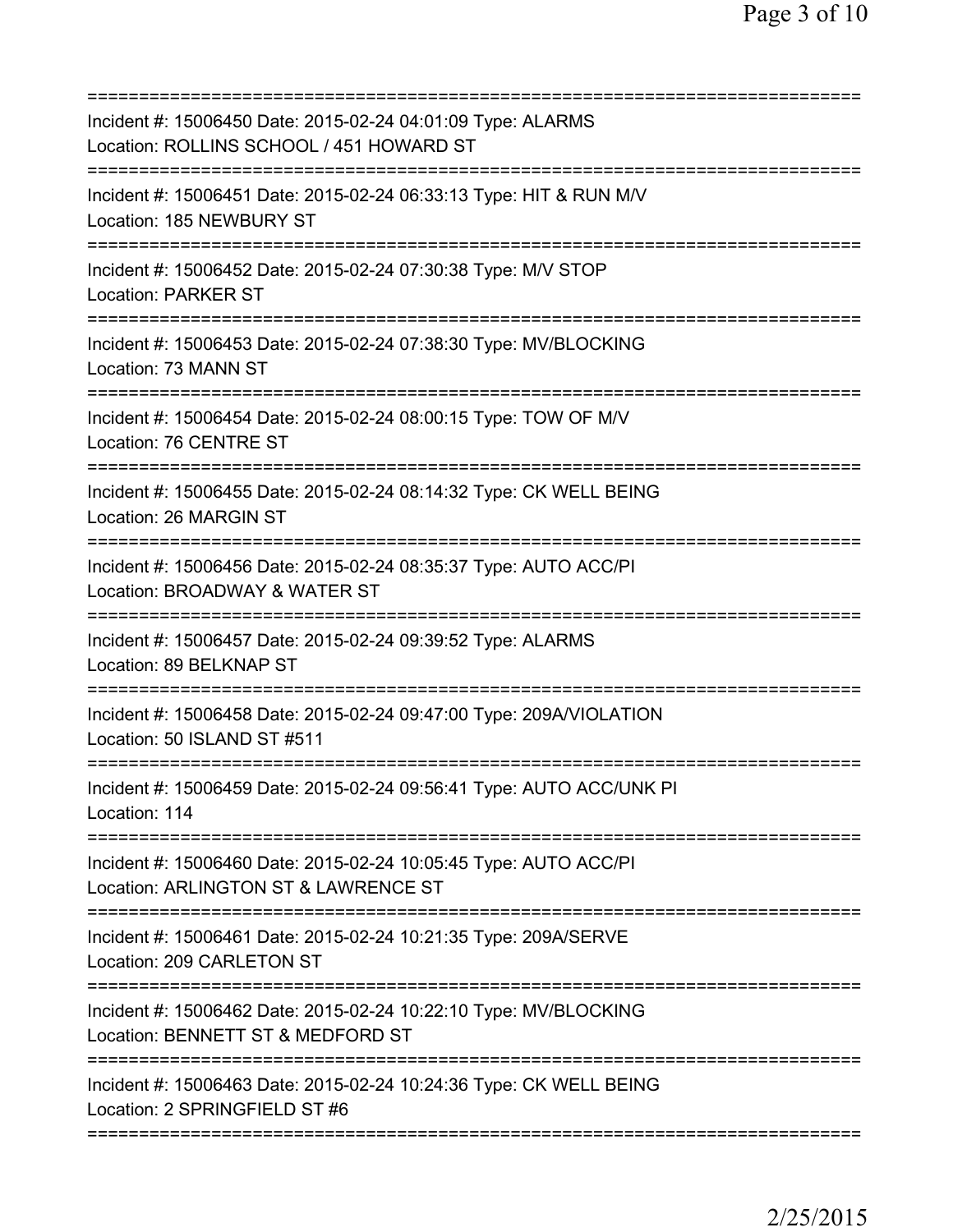===========================================================================

Incident #: 15006450 Date: 2015-02-24 04:01:09 Type: ALARMS
Location: ROLLINS SCHOOL / 451 HOWARD ST

===========================================================================

Incident #: 15006451 Date: 2015-02-24 06:33:13 Type: HIT & RUN M/V
Location: 185 NEWBURY ST

===========================================================================

Incident #: 15006452 Date: 2015-02-24 07:30:38 Type: M/V STOP
Location: PARKER ST

===========================================================================

Incident #: 15006453 Date: 2015-02-24 07:38:30 Type: MV/BLOCKING
Location: 73 MANN ST

===========================================================================

Incident #: 15006454 Date: 2015-02-24 08:00:15 Type: TOW OF M/V
Location: 76 CENTRE ST

===========================================================================

Incident #: 15006455 Date: 2015-02-24 08:14:32 Type: CK WELL BEING
Location: 26 MARGIN ST

===========================================================================

Incident #: 15006456 Date: 2015-02-24 08:35:37 Type: AUTO ACC/PI
Location: BROADWAY & WATER ST

===========================================================================

Incident #: 15006457 Date: 2015-02-24 09:39:52 Type: ALARMS
Location: 89 BELKNAP ST

===========================================================================

Incident #: 15006458 Date: 2015-02-24 09:47:00 Type: 209A/VIOLATION
Location: 50 ISLAND ST #511

===========================================================================

Incident #: 15006459 Date: 2015-02-24 09:56:41 Type: AUTO ACC/UNK PI
Location: 114

===========================================================================

Incident #: 15006460 Date: 2015-02-24 10:05:45 Type: AUTO ACC/PI
Location: ARLINGTON ST & LAWRENCE ST

===========================================================================

Incident #: 15006461 Date: 2015-02-24 10:21:35 Type: 209A/SERVE
Location: 209 CARLETON ST

===========================================================================

Incident #: 15006462 Date: 2015-02-24 10:22:10 Type: MV/BLOCKING
Location: BENNETT ST & MEDFORD ST

===========================================================================

Incident #: 15006463 Date: 2015-02-24 10:24:36 Type: CK WELL BEING
Location: 2 SPRINGFIELD ST #6

===========================================================================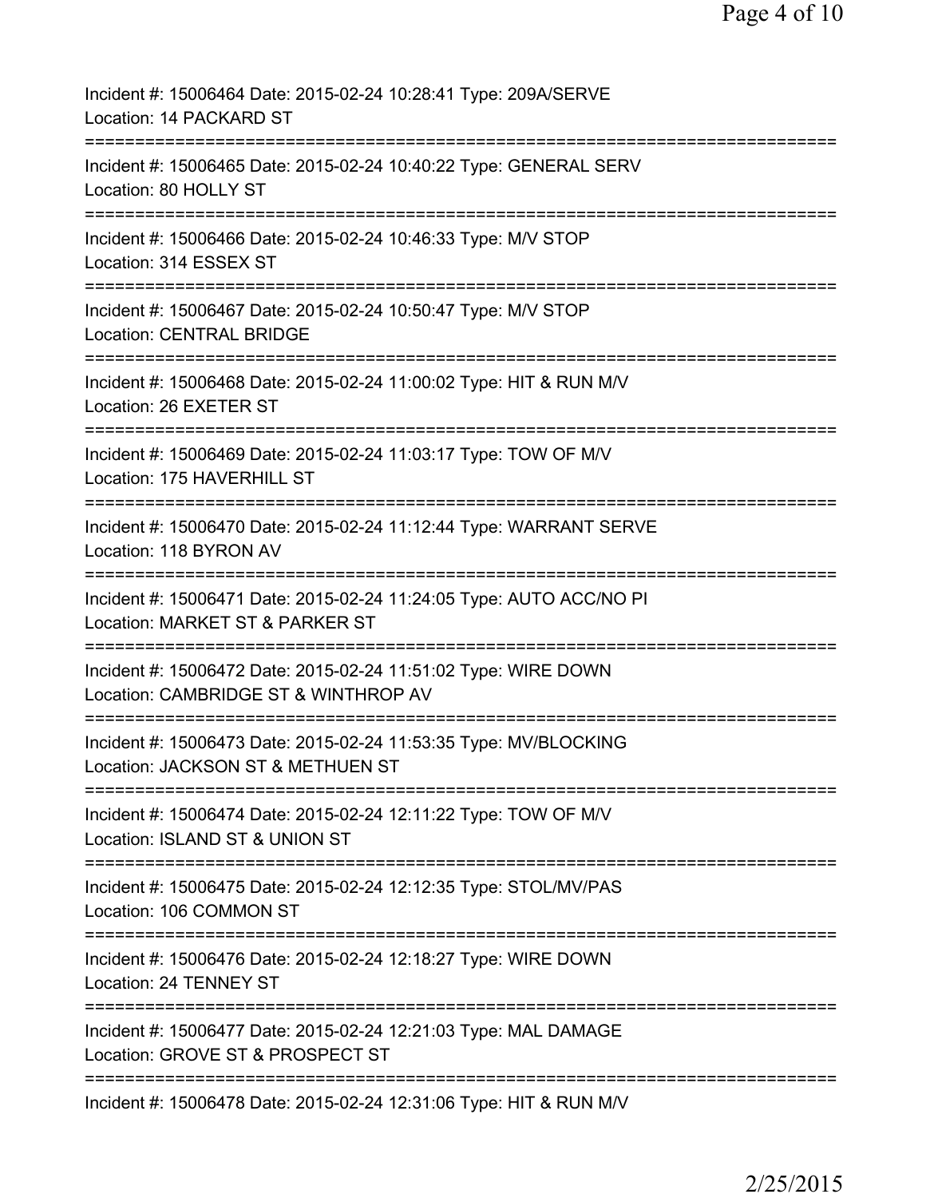Incident #: 15006464 Date: 2015-02-24 10:28:41 Type: 209A/SERVE
Location: 14 PACKARD ST

===========================================================================

Incident #: 15006465 Date: 2015-02-24 10:40:22 Type: GENERAL SERV
Location: 80 HOLLY ST

===========================================================================

Incident #: 15006466 Date: 2015-02-24 10:46:33 Type: M/V STOP
Location: 314 ESSEX ST

===========================================================================

Incident #: 15006467 Date: 2015-02-24 10:50:47 Type: M/V STOP
Location: CENTRAL BRIDGE

===========================================================================

Incident #: 15006468 Date: 2015-02-24 11:00:02 Type: HIT & RUN M/V
Location: 26 EXETER ST

===========================================================================

Incident #: 15006469 Date: 2015-02-24 11:03:17 Type: TOW OF M/V
Location: 175 HAVERHILL ST

===========================================================================

Incident #: 15006470 Date: 2015-02-24 11:12:44 Type: WARRANT SERVE
Location: 118 BYRON AV

===========================================================================

Incident #: 15006471 Date: 2015-02-24 11:24:05 Type: AUTO ACC/NO PI
Location: MARKET ST & PARKER ST

===========================================================================

Incident #: 15006472 Date: 2015-02-24 11:51:02 Type: WIRE DOWN
Location: CAMBRIDGE ST & WINTHROP AV

===========================================================================

Incident #: 15006473 Date: 2015-02-24 11:53:35 Type: MV/BLOCKING
Location: JACKSON ST & METHUEN ST

===========================================================================

Incident #: 15006474 Date: 2015-02-24 12:11:22 Type: TOW OF M/V
Location: ISLAND ST & UNION ST

===========================================================================

Incident #: 15006475 Date: 2015-02-24 12:12:35 Type: STOL/MV/PAS
Location: 106 COMMON ST

===========================================================================

Incident #: 15006476 Date: 2015-02-24 12:18:27 Type: WIRE DOWN
Location: 24 TENNEY ST

===========================================================================

Incident #: 15006477 Date: 2015-02-24 12:21:03 Type: MAL DAMAGE
Location: GROVE ST & PROSPECT ST

===========================================================================

Incident #: 15006478 Date: 2015-02-24 12:31:06 Type: HIT & RUN M/V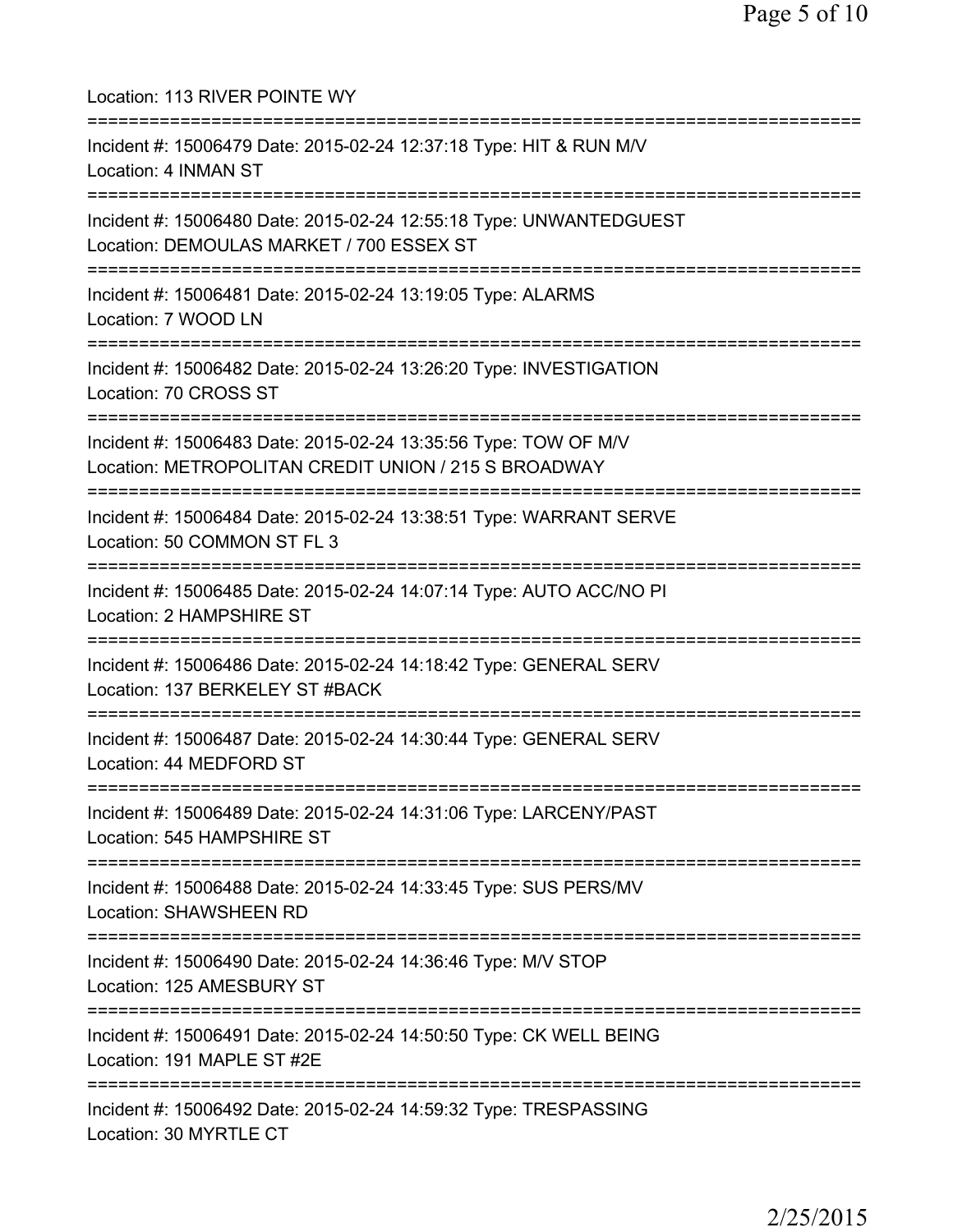Location: 113 RIVER POINTE WY

===========================================================================

Incident #: 15006479 Date: 2015-02-24 12:37:18 Type: HIT & RUN M/V
Location: 4 INMAN ST

===========================================================================

Incident #: 15006480 Date: 2015-02-24 12:55:18 Type: UNWANTEDGUEST
Location: DEMOULAS MARKET / 700 ESSEX ST

===========================================================================

Incident #: 15006481 Date: 2015-02-24 13:19:05 Type: ALARMS
Location: 7 WOOD LN

===========================================================================

Incident #: 15006482 Date: 2015-02-24 13:26:20 Type: INVESTIGATION
Location: 70 CROSS ST

===========================================================================

Incident #: 15006483 Date: 2015-02-24 13:35:56 Type: TOW OF M/V
Location: METROPOLITAN CREDIT UNION / 215 S BROADWAY

===========================================================================

Incident #: 15006484 Date: 2015-02-24 13:38:51 Type: WARRANT SERVE
Location: 50 COMMON ST FL 3

===========================================================================

Incident #: 15006485 Date: 2015-02-24 14:07:14 Type: AUTO ACC/NO PI
Location: 2 HAMPSHIRE ST

===========================================================================

Incident #: 15006486 Date: 2015-02-24 14:18:42 Type: GENERAL SERV
Location: 137 BERKELEY ST #BACK

===========================================================================

Incident #: 15006487 Date: 2015-02-24 14:30:44 Type: GENERAL SERV
Location: 44 MEDFORD ST

===========================================================================

Incident #: 15006489 Date: 2015-02-24 14:31:06 Type: LARCENY/PAST
Location: 545 HAMPSHIRE ST

===========================================================================

Incident #: 15006488 Date: 2015-02-24 14:33:45 Type: SUS PERS/MV
Location: SHAWSHEEN RD

===========================================================================

Incident #: 15006490 Date: 2015-02-24 14:36:46 Type: M/V STOP
Location: 125 AMESBURY ST

===========================================================================

Incident #: 15006491 Date: 2015-02-24 14:50:50 Type: CK WELL BEING
Location: 191 MAPLE ST #2E

===========================================================================

Incident #: 15006492 Date: 2015-02-24 14:59:32 Type: TRESPASSING
Location: 30 MYRTLE CT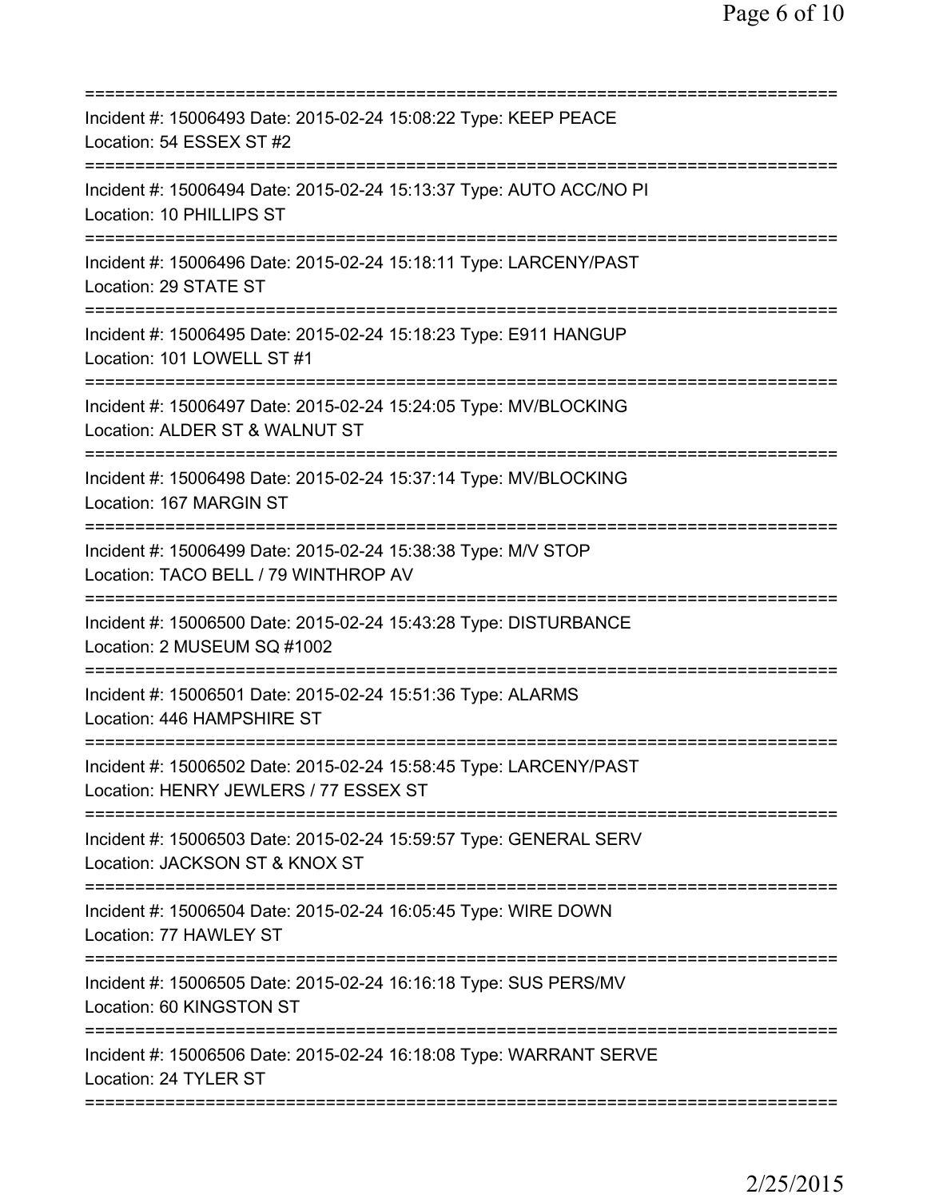Incident #: 15006493 Date: 2015-02-24 15:08:22 Type: KEEP PEACE
Location: 54 ESSEX ST #2

Incident #: 15006494 Date: 2015-02-24 15:13:37 Type: AUTO ACC/NO PI
Location: 10 PHILLIPS ST

Incident #: 15006496 Date: 2015-02-24 15:18:11 Type: LARCENY/PAST
Location: 29 STATE ST

Incident #: 15006495 Date: 2015-02-24 15:18:23 Type: E911 HANGUP
Location: 101 LOWELL ST #1

Incident #: 15006497 Date: 2015-02-24 15:24:05 Type: MV/BLOCKING
Location: ALDER ST & WALNUT ST

Incident #: 15006498 Date: 2015-02-24 15:37:14 Type: MV/BLOCKING
Location: 167 MARGIN ST

Incident #: 15006499 Date: 2015-02-24 15:38:38 Type: M/V STOP
Location: TACO BELL / 79 WINTHROP AV

Incident #: 15006500 Date: 2015-02-24 15:43:28 Type: DISTURBANCE
Location: 2 MUSEUM SQ #1002

Incident #: 15006501 Date: 2015-02-24 15:51:36 Type: ALARMS
Location: 446 HAMPSHIRE ST

Incident #: 15006502 Date: 2015-02-24 15:58:45 Type: LARCENY/PAST
Location: HENRY JEWLERS / 77 ESSEX ST

Incident #: 15006503 Date: 2015-02-24 15:59:57 Type: GENERAL SERV
Location: JACKSON ST & KNOX ST

Incident #: 15006504 Date: 2015-02-24 16:05:45 Type: WIRE DOWN
Location: 77 HAWLEY ST

Incident #: 15006505 Date: 2015-02-24 16:16:18 Type: SUS PERS/MV
Location: 60 KINGSTON ST

Incident #: 15006506 Date: 2015-02-24 16:18:08 Type: WARRANT SERVE
Location: 24 TYLER ST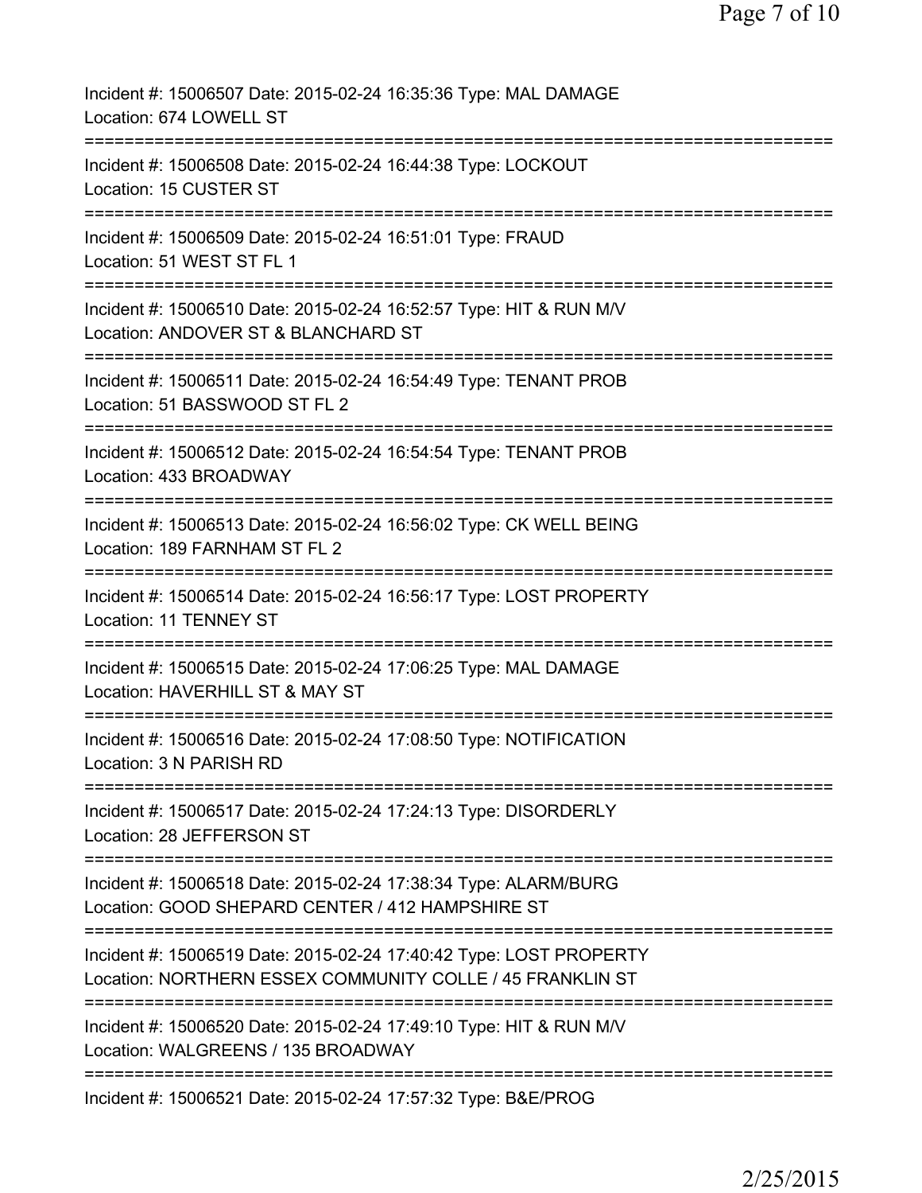Incident #: 15006507 Date: 2015-02-24 16:35:36 Type: MAL DAMAGE
Location: 674 LOWELL ST

===========================================================================

Incident #: 15006508 Date: 2015-02-24 16:44:38 Type: LOCKOUT
Location: 15 CUSTER ST

===========================================================================

Incident #: 15006509 Date: 2015-02-24 16:51:01 Type: FRAUD
Location: 51 WEST ST FL 1

===========================================================================

Incident #: 15006510 Date: 2015-02-24 16:52:57 Type: HIT & RUN M/V
Location: ANDOVER ST & BLANCHARD ST

===========================================================================

Incident #: 15006511 Date: 2015-02-24 16:54:49 Type: TENANT PROB
Location: 51 BASSWOOD ST FL 2

===========================================================================

Incident #: 15006512 Date: 2015-02-24 16:54:54 Type: TENANT PROB
Location: 433 BROADWAY

===========================================================================

Incident #: 15006513 Date: 2015-02-24 16:56:02 Type: CK WELL BEING
Location: 189 FARNHAM ST FL 2

===========================================================================

Incident #: 15006514 Date: 2015-02-24 16:56:17 Type: LOST PROPERTY
Location: 11 TENNEY ST

===========================================================================

Incident #: 15006515 Date: 2015-02-24 17:06:25 Type: MAL DAMAGE
Location: HAVERHILL ST & MAY ST

===========================================================================

Incident #: 15006516 Date: 2015-02-24 17:08:50 Type: NOTIFICATION
Location: 3 N PARISH RD

===========================================================================

Incident #: 15006517 Date: 2015-02-24 17:24:13 Type: DISORDERLY
Location: 28 JEFFERSON ST

===========================================================================

Incident #: 15006518 Date: 2015-02-24 17:38:34 Type: ALARM/BURG
Location: GOOD SHEPARD CENTER / 412 HAMPSHIRE ST

===========================================================================

Incident #: 15006519 Date: 2015-02-24 17:40:42 Type: LOST PROPERTY
Location: NORTHERN ESSEX COMMUNITY COLLE / 45 FRANKLIN ST

===========================================================================

Incident #: 15006520 Date: 2015-02-24 17:49:10 Type: HIT & RUN M/V
Location: WALGREENS / 135 BROADWAY

===========================================================================

Incident #: 15006521 Date: 2015-02-24 17:57:32 Type: B&E/PROG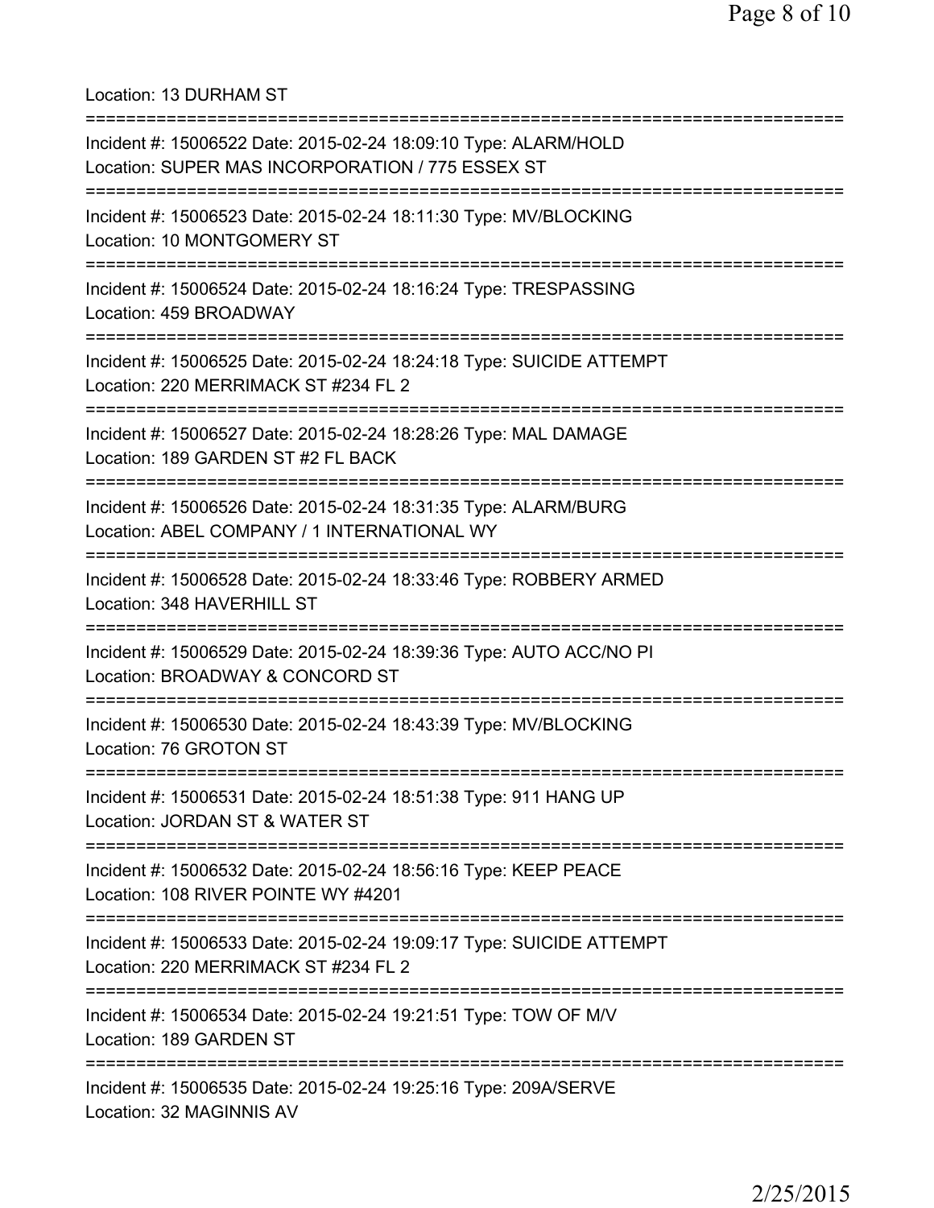Location: 13 DURHAM ST

===========================================================================

Incident #: 15006522 Date: 2015-02-24 18:09:10 Type: ALARM/HOLD
Location: SUPER MAS INCORPORATION / 775 ESSEX ST

===========================================================================

Incident #: 15006523 Date: 2015-02-24 18:11:30 Type: MV/BLOCKING
Location: 10 MONTGOMERY ST

===========================================================================

Incident #: 15006524 Date: 2015-02-24 18:16:24 Type: TRESPASSING
Location: 459 BROADWAY

===========================================================================

Incident #: 15006525 Date: 2015-02-24 18:24:18 Type: SUICIDE ATTEMPT
Location: 220 MERRIMACK ST #234 FL 2

===========================================================================

Incident #: 15006527 Date: 2015-02-24 18:28:26 Type: MAL DAMAGE
Location: 189 GARDEN ST #2 FL BACK

===========================================================================

Incident #: 15006526 Date: 2015-02-24 18:31:35 Type: ALARM/BURG
Location: ABEL COMPANY / 1 INTERNATIONAL WY

===========================================================================

Incident #: 15006528 Date: 2015-02-24 18:33:46 Type: ROBBERY ARMED
Location: 348 HAVERHILL ST

===========================================================================

Incident #: 15006529 Date: 2015-02-24 18:39:36 Type: AUTO ACC/NO PI
Location: BROADWAY & CONCORD ST

===========================================================================

Incident #: 15006530 Date: 2015-02-24 18:43:39 Type: MV/BLOCKING
Location: 76 GROTON ST

===========================================================================

Incident #: 15006531 Date: 2015-02-24 18:51:38 Type: 911 HANG UP
Location: JORDAN ST & WATER ST

===========================================================================

Incident #: 15006532 Date: 2015-02-24 18:56:16 Type: KEEP PEACE
Location: 108 RIVER POINTE WY #4201

===========================================================================

Incident #: 15006533 Date: 2015-02-24 19:09:17 Type: SUICIDE ATTEMPT
Location: 220 MERRIMACK ST #234 FL 2

===========================================================================

Incident #: 15006534 Date: 2015-02-24 19:21:51 Type: TOW OF M/V
Location: 189 GARDEN ST

===========================================================================

Incident #: 15006535 Date: 2015-02-24 19:25:16 Type: 209A/SERVE
Location: 32 MAGINNIS AV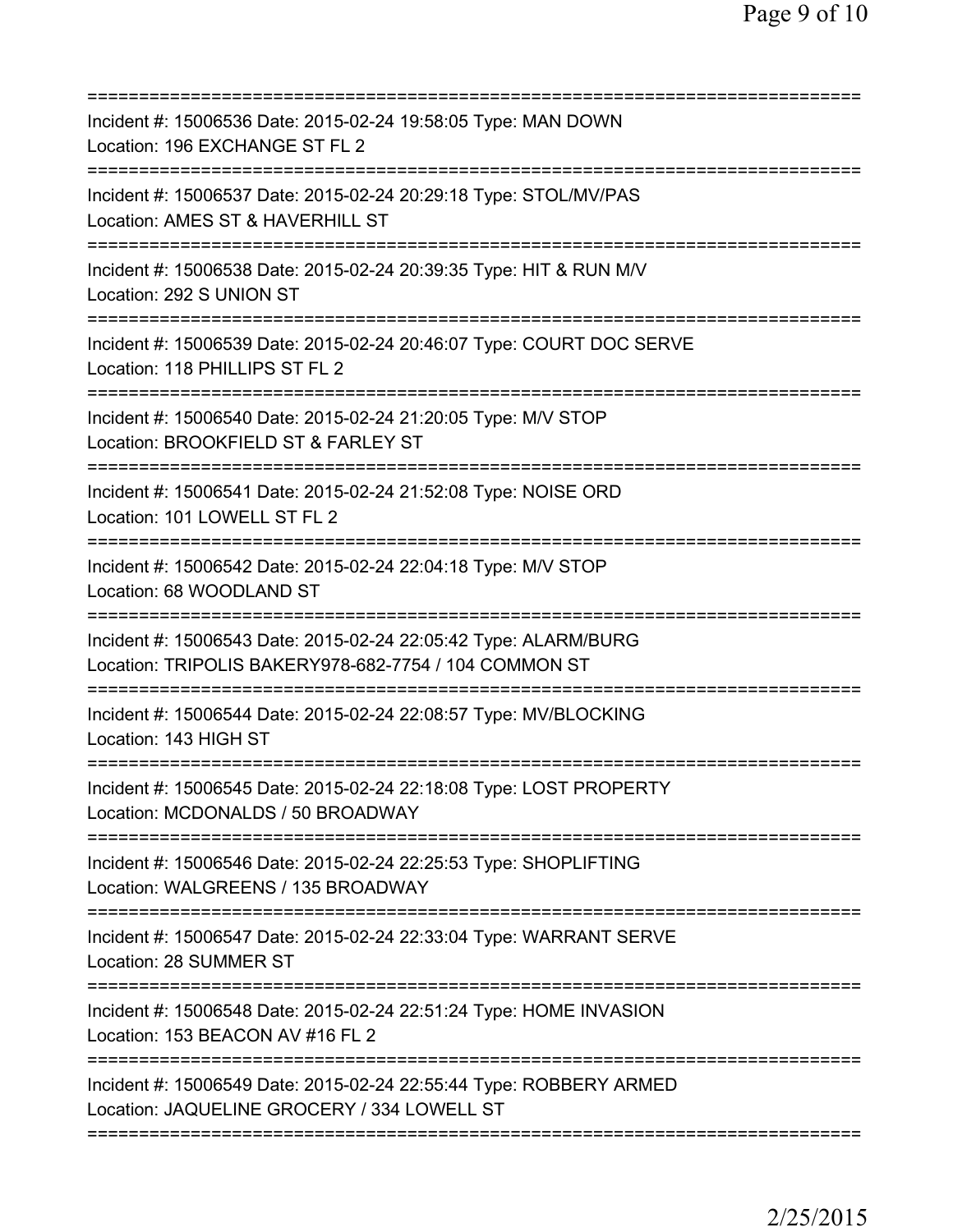===========================================================================
Incident #: 15006536 Date: 2015-02-24 19:58:05 Type: MAN DOWN
Location: 196 EXCHANGE ST FL 2
===========================================================================
Incident #: 15006537 Date: 2015-02-24 20:29:18 Type: STOL/MV/PAS
Location: AMES ST & HAVERHILL ST
===========================================================================
Incident #: 15006538 Date: 2015-02-24 20:39:35 Type: HIT & RUN M/V
Location: 292 S UNION ST
===========================================================================
Incident #: 15006539 Date: 2015-02-24 20:46:07 Type: COURT DOC SERVE
Location: 118 PHILLIPS ST FL 2
===========================================================================
Incident #: 15006540 Date: 2015-02-24 21:20:05 Type: M/V STOP
Location: BROOKFIELD ST & FARLEY ST
===========================================================================
Incident #: 15006541 Date: 2015-02-24 21:52:08 Type: NOISE ORD
Location: 101 LOWELL ST FL 2
===========================================================================
Incident #: 15006542 Date: 2015-02-24 22:04:18 Type: M/V STOP
Location: 68 WOODLAND ST
===========================================================================
Incident #: 15006543 Date: 2015-02-24 22:05:42 Type: ALARM/BURG
Location: TRIPOLIS BAKERY978-682-7754 / 104 COMMON ST
===========================================================================
Incident #: 15006544 Date: 2015-02-24 22:08:57 Type: MV/BLOCKING
Location: 143 HIGH ST
===========================================================================
Incident #: 15006545 Date: 2015-02-24 22:18:08 Type: LOST PROPERTY
Location: MCDONALDS / 50 BROADWAY
===========================================================================
Incident #: 15006546 Date: 2015-02-24 22:25:53 Type: SHOPLIFTING
Location: WALGREENS / 135 BROADWAY
===========================================================================
Incident #: 15006547 Date: 2015-02-24 22:33:04 Type: WARRANT SERVE
Location: 28 SUMMER ST
===========================================================================
Incident #: 15006548 Date: 2015-02-24 22:51:24 Type: HOME INVASION
Location: 153 BEACON AV #16 FL 2
===========================================================================
Incident #: 15006549 Date: 2015-02-24 22:55:44 Type: ROBBERY ARMED
Location: JAQUELINE GROCERY / 334 LOWELL ST
===========================================================================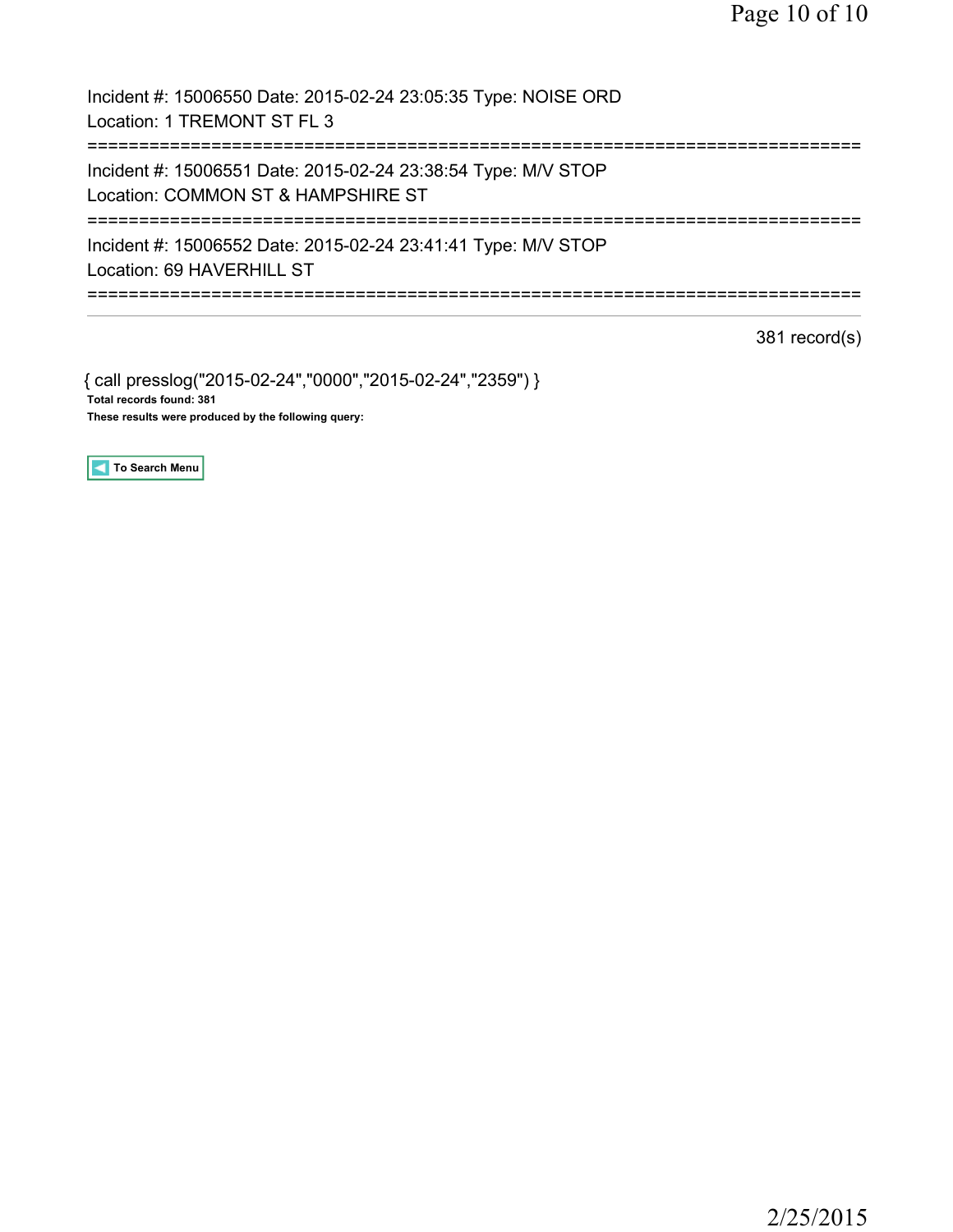Incident #: 15006550 Date: 2015-02-24 23:05:35 Type: NOISE ORD
Location: 1 TREMONT ST FL 3

===========================================================================

Incident #: 15006551 Date: 2015-02-24 23:38:54 Type: M/V STOP
Location: COMMON ST & HAMPSHIRE ST

===========================================================================

Incident #: 15006552 Date: 2015-02-24 23:41:41 Type: M/V STOP
Location: 69 HAVERHILL ST

===========================================================================

381 record(s)

{ call presslog("2015-02-24","0000","2015-02-24","2359") }

**Total records found: 381**

**These results were produced by the following query:**

To Search Menu